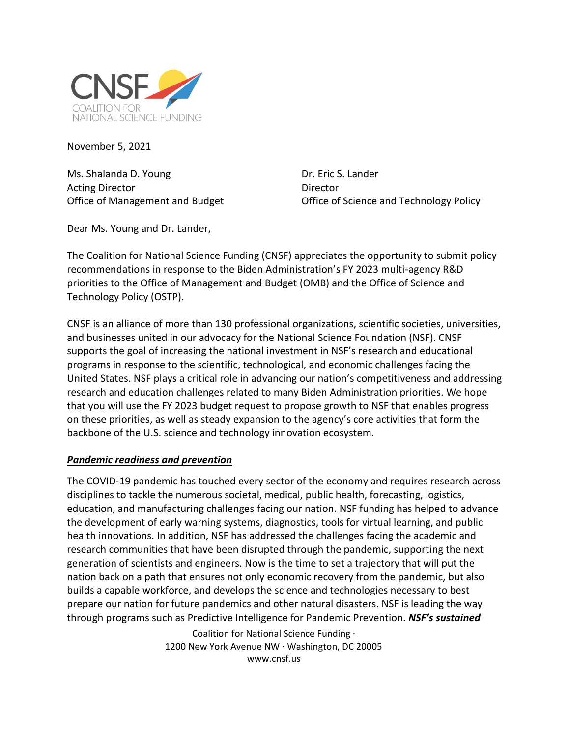CNSF COALITION FOR NATIONAL SCIENCE FUNDING

November 5, 2021

Ms. Shalanda D. Young
Acting Director
Office of Management and Budget

Dr. Eric S. Lander
Director
Office of Science and Technology Policy

Dear Ms. Young and Dr. Lander,

The Coalition for National Science Funding (CNSF) appreciates the opportunity to submit policy recommendations in response to the Biden Administration's FY 2023 multi-agency R&D priorities to the Office of Management and Budget (OMB) and the Office of Science and Technology Policy (OSTP).

CNSF is an alliance of more than 130 professional organizations, scientific societies, universities, and businesses united in our advocacy for the National Science Foundation (NSF). CNSF supports the goal of increasing the national investment in NSF's research and educational programs in response to the scientific, technological, and economic challenges facing the United States. NSF plays a critical role in advancing our nation's competitiveness and addressing research and education challenges related to many Biden Administration priorities. We hope that you will use the FY 2023 budget request to propose growth to NSF that enables progress on these priorities, as well as steady expansion to the agency's core activities that form the backbone of the U.S. science and technology innovation ecosystem.

***<u>Pandemic readiness and prevention</u>***

The COVID-19 pandemic has touched every sector of the economy and requires research across disciplines to tackle the numerous societal, medical, public health, forecasting, logistics, education, and manufacturing challenges facing our nation. NSF funding has helped to advance the development of early warning systems, diagnostics, tools for virtual learning, and public health innovations. In addition, NSF has addressed the challenges facing the academic and research communities that have been disrupted through the pandemic, supporting the next generation of scientists and engineers. Now is the time to set a trajectory that will put the nation back on a path that ensures not only economic recovery from the pandemic, but also builds a capable workforce, and develops the science and technologies necessary to best prepare our nation for future pandemics and other natural disasters. NSF is leading the way through programs such as Predictive Intelligence for Pandemic Prevention. ***NSF's sustained***

Coalition for National Science Funding · 1200 New York Avenue NW · Washington, DC 20005
www.cnsf.us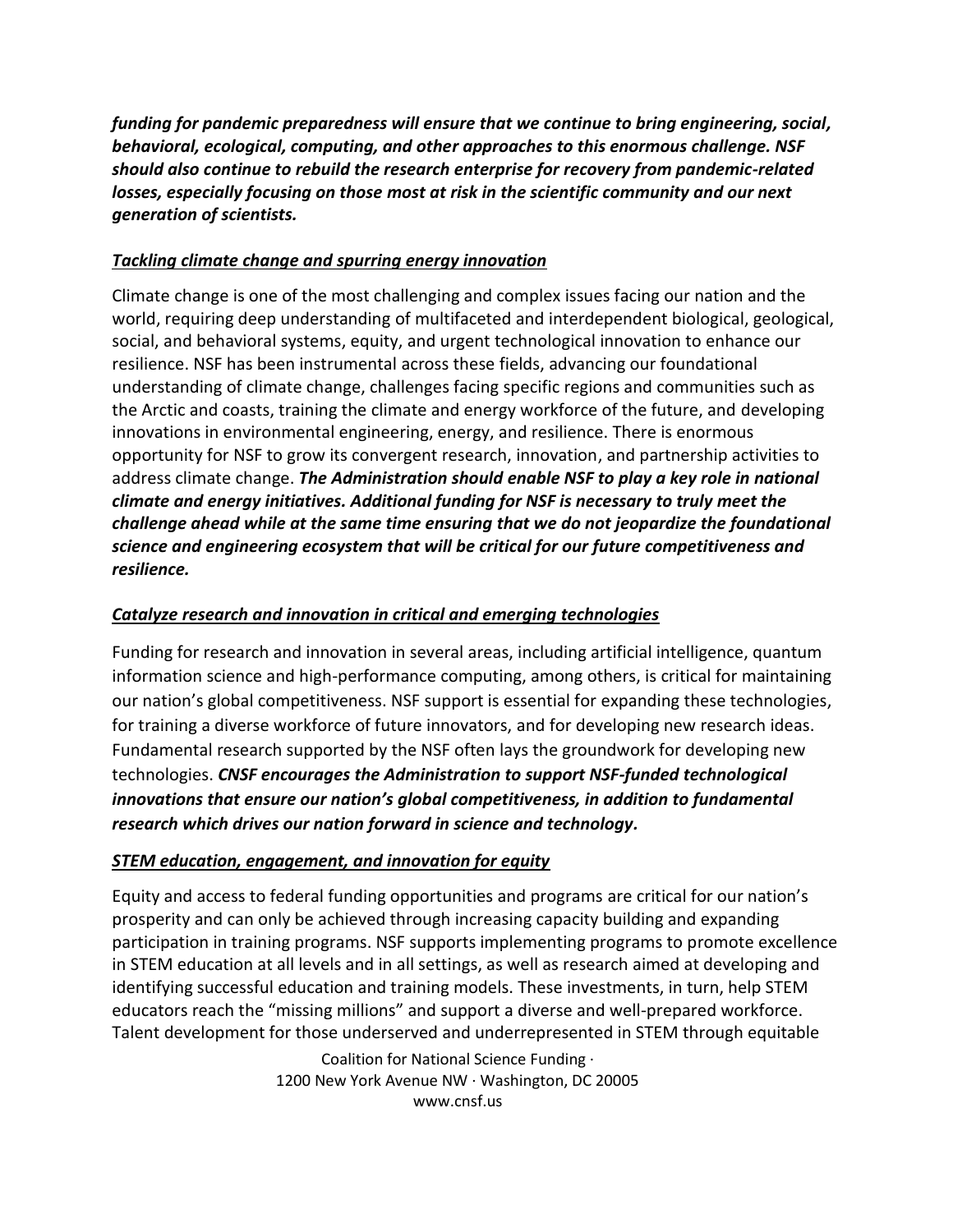***funding for pandemic preparedness will ensure that we continue to bring engineering, social, behavioral, ecological, computing, and other approaches to this enormous challenge. NSF should also continue to rebuild the research enterprise for recovery from pandemic-related losses, especially focusing on those most at risk in the scientific community and our next generation of scientists.***

***<u>Tackling climate change and spurring energy innovation</u>***

Climate change is one of the most challenging and complex issues facing our nation and the world, requiring deep understanding of multifaceted and interdependent biological, geological, social, and behavioral systems, equity, and urgent technological innovation to enhance our resilience. NSF has been instrumental across these fields, advancing our foundational understanding of climate change, challenges facing specific regions and communities such as the Arctic and coasts, training the climate and energy workforce of the future, and developing innovations in environmental engineering, energy, and resilience. There is enormous opportunity for NSF to grow its convergent research, innovation, and partnership activities to address climate change. ***The Administration should enable NSF to play a key role in national climate and energy initiatives. Additional funding for NSF is necessary to truly meet the challenge ahead while at the same time ensuring that we do not jeopardize the foundational science and engineering ecosystem that will be critical for our future competitiveness and resilience.***

***<u>Catalyze research and innovation in critical and emerging technologies</u>***

Funding for research and innovation in several areas, including artificial intelligence, quantum information science and high-performance computing, among others, is critical for maintaining our nation's global competitiveness. NSF support is essential for expanding these technologies, for training a diverse workforce of future innovators, and for developing new research ideas. Fundamental research supported by the NSF often lays the groundwork for developing new technologies. ***CNSF encourages the Administration to support NSF-funded technological innovations that ensure our nation's global competitiveness, in addition to fundamental research which drives our nation forward in science and technology.***

***<u>STEM education, engagement, and innovation for equity</u>***

Equity and access to federal funding opportunities and programs are critical for our nation's prosperity and can only be achieved through increasing capacity building and expanding participation in training programs. NSF supports implementing programs to promote excellence in STEM education at all levels and in all settings, as well as research aimed at developing and identifying successful education and training models. These investments, in turn, help STEM educators reach the "missing millions" and support a diverse and well-prepared workforce. Talent development for those underserved and underrepresented in STEM through equitable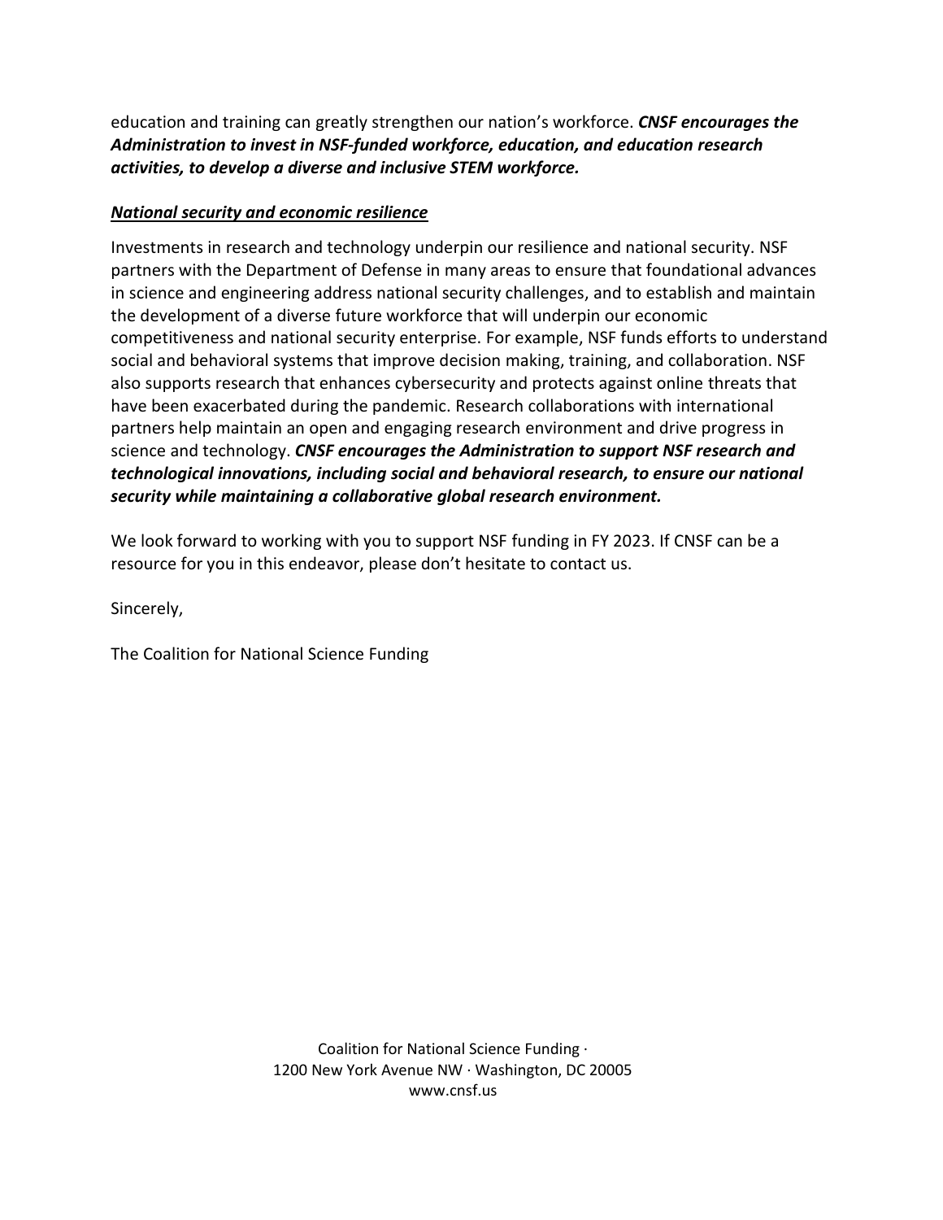education and training can greatly strengthen our nation's workforce. ***CNSF encourages the Administration to invest in NSF-funded workforce, education, and education research activities, to develop a diverse and inclusive STEM workforce.***

***National security and economic resilience***

Investments in research and technology underpin our resilience and national security. NSF partners with the Department of Defense in many areas to ensure that foundational advances in science and engineering address national security challenges, and to establish and maintain the development of a diverse future workforce that will underpin our economic competitiveness and national security enterprise. For example, NSF funds efforts to understand social and behavioral systems that improve decision making, training, and collaboration. NSF also supports research that enhances cybersecurity and protects against online threats that have been exacerbated during the pandemic. Research collaborations with international partners help maintain an open and engaging research environment and drive progress in science and technology. ***CNSF encourages the Administration to support NSF research and technological innovations, including social and behavioral research, to ensure our national security while maintaining a collaborative global research environment.***

We look forward to working with you to support NSF funding in FY 2023. If CNSF can be a resource for you in this endeavor, please don't hesitate to contact us.

Sincerely,

The Coalition for National Science Funding

Coalition for National Science Funding ·
1200 New York Avenue NW · Washington, DC 20005
www.cnsf.us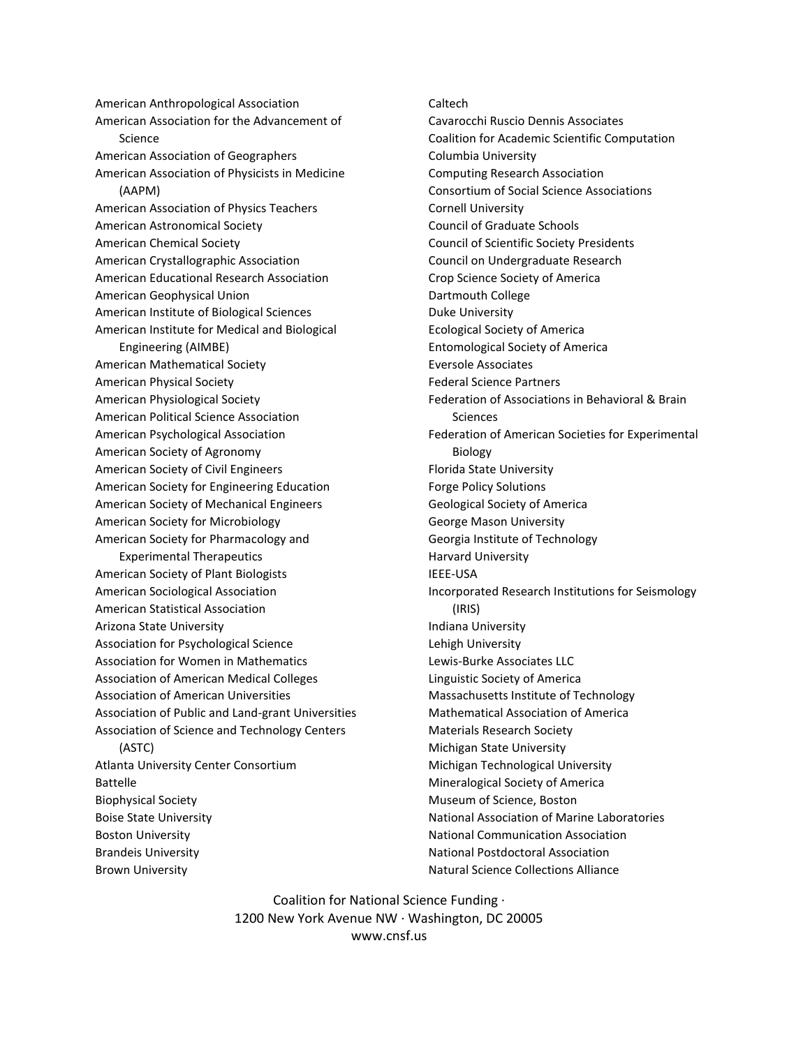American Anthropological Association
American Association for the Advancement of Science
American Association of Geographers
American Association of Physicists in Medicine (AAPM)
American Association of Physics Teachers
American Astronomical Society
American Chemical Society
American Crystallographic Association
American Educational Research Association
American Geophysical Union
American Institute of Biological Sciences
American Institute for Medical and Biological Engineering (AIMBE)
American Mathematical Society
American Physical Society
American Physiological Society
American Political Science Association
American Psychological Association
American Society of Agronomy
American Society of Civil Engineers
American Society for Engineering Education
American Society of Mechanical Engineers
American Society for Microbiology
American Society for Pharmacology and Experimental Therapeutics
American Society of Plant Biologists
American Sociological Association
American Statistical Association
Arizona State University
Association for Psychological Science
Association for Women in Mathematics
Association of American Medical Colleges
Association of American Universities
Association of Public and Land-grant Universities
Association of Science and Technology Centers (ASTC)
Atlanta University Center Consortium
Battelle
Biophysical Society
Boise State University
Boston University
Brandeis University
Brown University
Caltech
Cavarocchi Ruscio Dennis Associates
Coalition for Academic Scientific Computation
Columbia University
Computing Research Association
Consortium of Social Science Associations
Cornell University
Council of Graduate Schools
Council of Scientific Society Presidents
Council on Undergraduate Research
Crop Science Society of America
Dartmouth College
Duke University
Ecological Society of America
Entomological Society of America
Eversole Associates
Federal Science Partners
Federation of Associations in Behavioral & Brain Sciences
Federation of American Societies for Experimental Biology
Florida State University
Forge Policy Solutions
Geological Society of America
George Mason University
Georgia Institute of Technology
Harvard University
IEEE-USA
Incorporated Research Institutions for Seismology (IRIS)
Indiana University
Lehigh University
Lewis-Burke Associates LLC
Linguistic Society of America
Massachusetts Institute of Technology
Mathematical Association of America
Materials Research Society
Michigan State University
Michigan Technological University
Mineralogical Society of America
Museum of Science, Boston
National Association of Marine Laboratories
National Communication Association
National Postdoctoral Association
Natural Science Collections Alliance

Coalition for National Science Funding ·
1200 New York Avenue NW · Washington, DC 20005
www.cnsf.us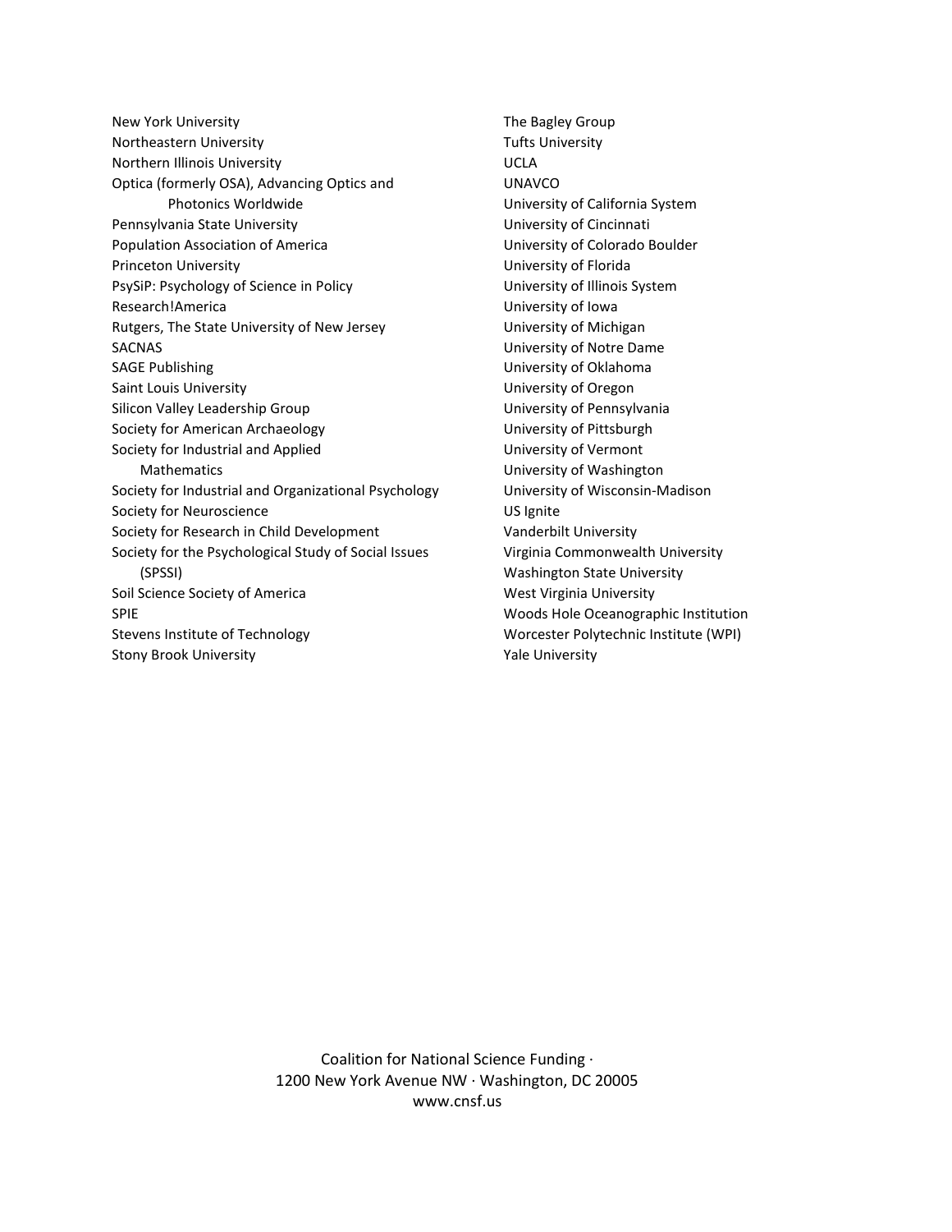New York University
Northeastern University
Northern Illinois University
Optica (formerly OSA), Advancing Optics and Photonics Worldwide
Pennsylvania State University
Population Association of America
Princeton University
PsySiP: Psychology of Science in Policy
Research!America
Rutgers, The State University of New Jersey
SACNAS
SAGE Publishing
Saint Louis University
Silicon Valley Leadership Group
Society for American Archaeology
Society for Industrial and Applied Mathematics
Society for Industrial and Organizational Psychology
Society for Neuroscience
Society for Research in Child Development
Society for the Psychological Study of Social Issues (SPSSI)
Soil Science Society of America
SPIE
Stevens Institute of Technology
Stony Brook University
The Bagley Group
Tufts University
UCLA
UNAVCO
University of California System
University of Cincinnati
University of Colorado Boulder
University of Florida
University of Illinois System
University of Iowa
University of Michigan
University of Notre Dame
University of Oklahoma
University of Oregon
University of Pennsylvania
University of Pittsburgh
University of Vermont
University of Washington
University of Wisconsin-Madison
US Ignite
Vanderbilt University
Virginia Commonwealth University
Washington State University
West Virginia University
Woods Hole Oceanographic Institution
Worcester Polytechnic Institute (WPI)
Yale University

Coalition for National Science Funding ·
1200 New York Avenue NW · Washington, DC 20005
www.cnsf.us